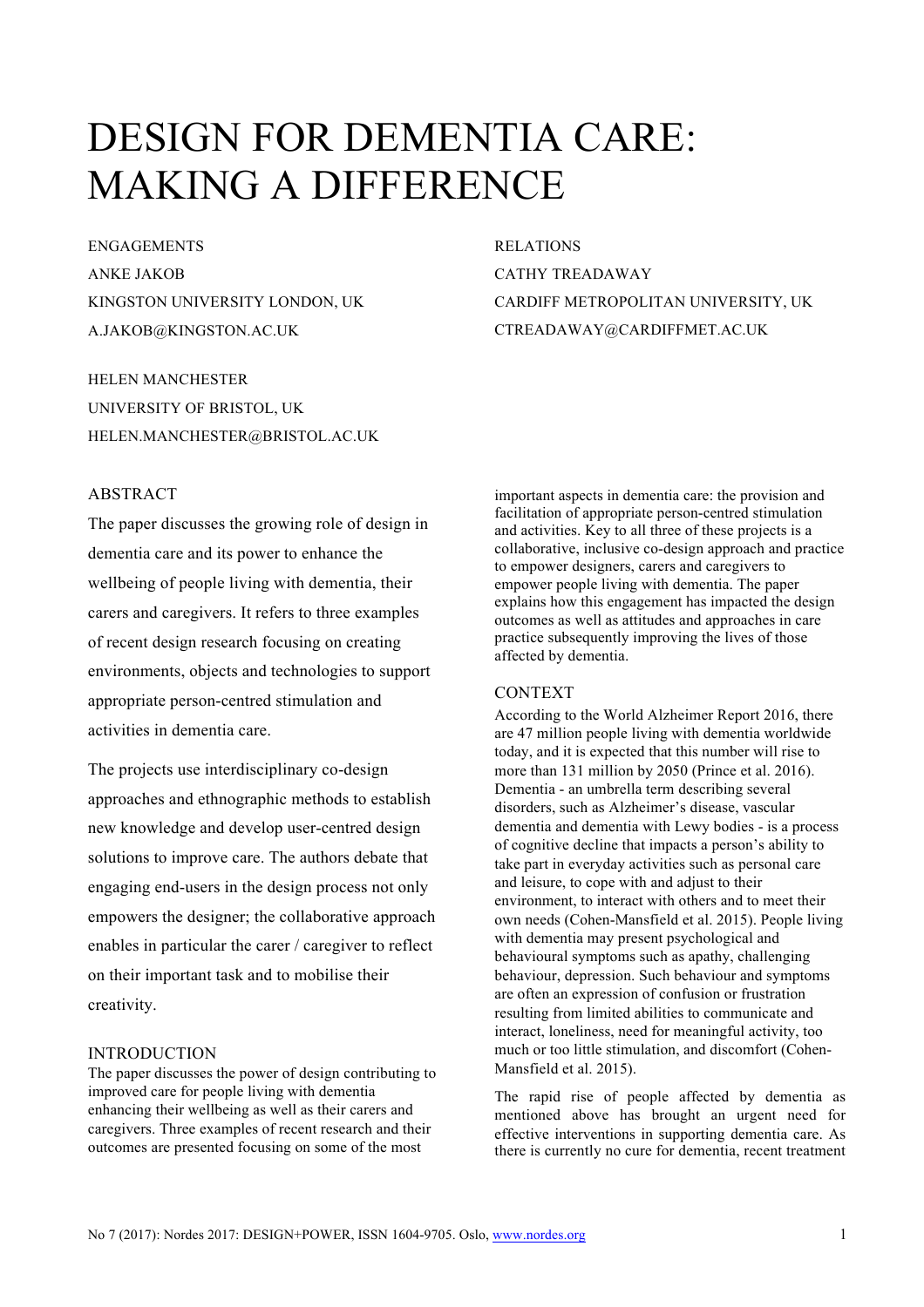# DESIGN FOR DEMENTIA CARE: MAKING A DIFFERENCE

ENGAGEMENTS
ANKE JAKOB
KINGSTON UNIVERSITY LONDON, UK
A.JAKOB@KINGSTON.AC.UK

RELATIONS
CATHY TREADAWAY
CARDIFF METROPOLITAN UNIVERSITY, UK
CTREADAWAY@CARDIFFMET.AC.UK

HELEN MANCHESTER
UNIVERSITY OF BRISTOL, UK
HELEN.MANCHESTER@BRISTOL.AC.UK

## ABSTRACT

The paper discusses the growing role of design in dementia care and its power to enhance the wellbeing of people living with dementia, their carers and caregivers. It refers to three examples of recent design research focusing on creating environments, objects and technologies to support appropriate person-centred stimulation and activities in dementia care.

The projects use interdisciplinary co-design approaches and ethnographic methods to establish new knowledge and develop user-centred design solutions to improve care. The authors debate that engaging end-users in the design process not only empowers the designer; the collaborative approach enables in particular the carer / caregiver to reflect on their important task and to mobilise their creativity.

## INTRODUCTION

The paper discusses the power of design contributing to improved care for people living with dementia enhancing their wellbeing as well as their carers and caregivers. Three examples of recent research and their outcomes are presented focusing on some of the most important aspects in dementia care: the provision and facilitation of appropriate person-centred stimulation and activities. Key to all three of these projects is a collaborative, inclusive co-design approach and practice to empower designers, carers and caregivers to empower people living with dementia. The paper explains how this engagement has impacted the design outcomes as well as attitudes and approaches in care practice subsequently improving the lives of those affected by dementia.

## CONTEXT

According to the World Alzheimer Report 2016, there are 47 million people living with dementia worldwide today, and it is expected that this number will rise to more than 131 million by 2050 (Prince et al. 2016). Dementia - an umbrella term describing several disorders, such as Alzheimer's disease, vascular dementia and dementia with Lewy bodies - is a process of cognitive decline that impacts a person's ability to take part in everyday activities such as personal care and leisure, to cope with and adjust to their environment, to interact with others and to meet their own needs (Cohen-Mansfield et al. 2015). People living with dementia may present psychological and behavioural symptoms such as apathy, challenging behaviour, depression. Such behaviour and symptoms are often an expression of confusion or frustration resulting from limited abilities to communicate and interact, loneliness, need for meaningful activity, too much or too little stimulation, and discomfort (Cohen-Mansfield et al. 2015).

The rapid rise of people affected by dementia as mentioned above has brought an urgent need for effective interventions in supporting dementia care. As there is currently no cure for dementia, recent treatment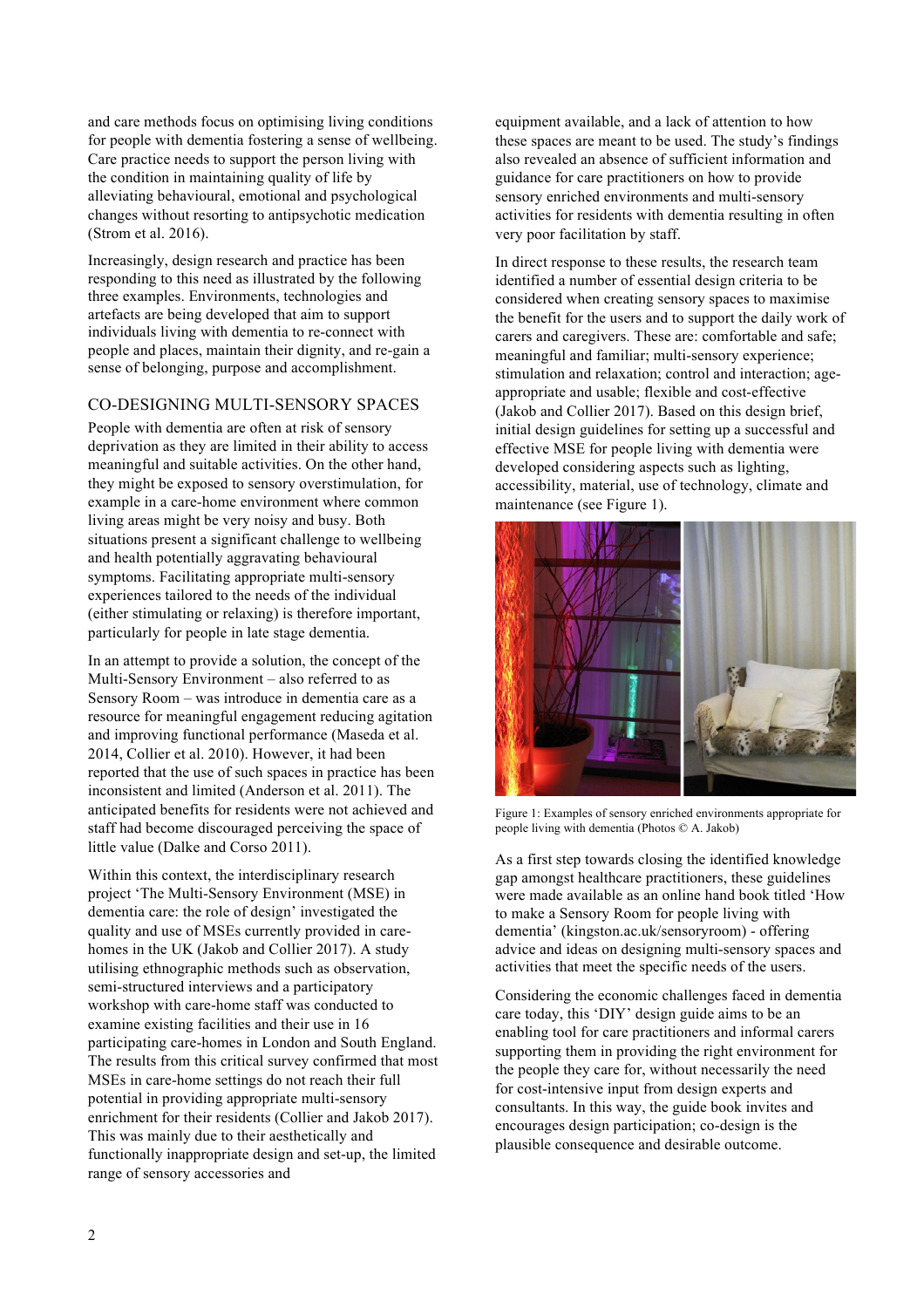and care methods focus on optimising living conditions for people with dementia fostering a sense of wellbeing. Care practice needs to support the person living with the condition in maintaining quality of life by alleviating behavioural, emotional and psychological changes without resorting to antipsychotic medication (Strom et al. 2016).

Increasingly, design research and practice has been responding to this need as illustrated by the following three examples. Environments, technologies and artefacts are being developed that aim to support individuals living with dementia to re-connect with people and places, maintain their dignity, and re-gain a sense of belonging, purpose and accomplishment.

## CO-DESIGNING MULTI-SENSORY SPACES

People with dementia are often at risk of sensory deprivation as they are limited in their ability to access meaningful and suitable activities. On the other hand, they might be exposed to sensory overstimulation, for example in a care-home environment where common living areas might be very noisy and busy. Both situations present a significant challenge to wellbeing and health potentially aggravating behavioural symptoms. Facilitating appropriate multi-sensory experiences tailored to the needs of the individual (either stimulating or relaxing) is therefore important, particularly for people in late stage dementia.

In an attempt to provide a solution, the concept of the Multi-Sensory Environment – also referred to as Sensory Room – was introduce in dementia care as a resource for meaningful engagement reducing agitation and improving functional performance (Maseda et al. 2014, Collier et al. 2010). However, it had been reported that the use of such spaces in practice has been inconsistent and limited (Anderson et al. 2011). The anticipated benefits for residents were not achieved and staff had become discouraged perceiving the space of little value (Dalke and Corso 2011).

Within this context, the interdisciplinary research project 'The Multi-Sensory Environment (MSE) in dementia care: the role of design' investigated the quality and use of MSEs currently provided in care-homes in the UK (Jakob and Collier 2017). A study utilising ethnographic methods such as observation, semi-structured interviews and a participatory workshop with care-home staff was conducted to examine existing facilities and their use in 16 participating care-homes in London and South England. The results from this critical survey confirmed that most MSEs in care-home settings do not reach their full potential in providing appropriate multi-sensory enrichment for their residents (Collier and Jakob 2017). This was mainly due to their aesthetically and functionally inappropriate design and set-up, the limited range of sensory accessories and equipment available, and a lack of attention to how these spaces are meant to be used. The study's findings also revealed an absence of sufficient information and guidance for care practitioners on how to provide sensory enriched environments and multi-sensory activities for residents with dementia resulting in often very poor facilitation by staff.

In direct response to these results, the research team identified a number of essential design criteria to be considered when creating sensory spaces to maximise the benefit for the users and to support the daily work of carers and caregivers. These are: comfortable and safe; meaningful and familiar; multi-sensory experience; stimulation and relaxation; control and interaction; age-appropriate and usable; flexible and cost-effective (Jakob and Collier 2017). Based on this design brief, initial design guidelines for setting up a successful and effective MSE for people living with dementia were developed considering aspects such as lighting, accessibility, material, use of technology, climate and maintenance (see Figure 1).

Figure 1: Examples of sensory enriched environments appropriate for people living with dementia (Photos © A. Jakob)

As a first step towards closing the identified knowledge gap amongst healthcare practitioners, these guidelines were made available as an online hand book titled 'How to make a Sensory Room for people living with dementia' (kingston.ac.uk/sensoryroom) - offering advice and ideas on designing multi-sensory spaces and activities that meet the specific needs of the users.

Considering the economic challenges faced in dementia care today, this 'DIY' design guide aims to be an enabling tool for care practitioners and informal carers supporting them in providing the right environment for the people they care for, without necessarily the need for cost-intensive input from design experts and consultants. In this way, the guide book invites and encourages design participation; co-design is the plausible consequence and desirable outcome.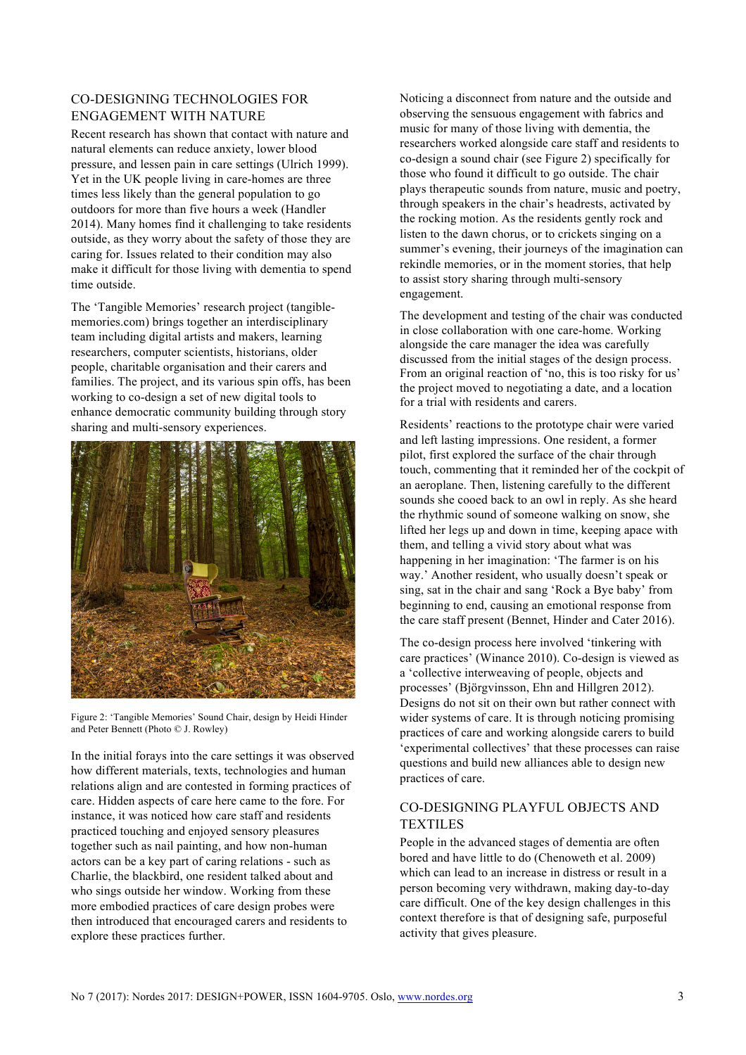## CO-DESIGNING TECHNOLOGIES FOR ENGAGEMENT WITH NATURE

Recent research has shown that contact with nature and natural elements can reduce anxiety, lower blood pressure, and lessen pain in care settings (Ulrich 1999). Yet in the UK people living in care-homes are three times less likely than the general population to go outdoors for more than five hours a week (Handler 2014). Many homes find it challenging to take residents outside, as they worry about the safety of those they are caring for. Issues related to their condition may also make it difficult for those living with dementia to spend time outside.

The 'Tangible Memories' research project (tangible-memories.com) brings together an interdisciplinary team including digital artists and makers, learning researchers, computer scientists, historians, older people, charitable organisation and their carers and families. The project, and its various spin offs, has been working to co-design a set of new digital tools to enhance democratic community building through story sharing and multi-sensory experiences.

Figure 2: 'Tangible Memories' Sound Chair, design by Heidi Hinder and Peter Bennett (Photo © J. Rowley)

In the initial forays into the care settings it was observed how different materials, texts, technologies and human relations align and are contested in forming practices of care. Hidden aspects of care here came to the fore. For instance, it was noticed how care staff and residents practiced touching and enjoyed sensory pleasures together such as nail painting, and how non-human actors can be a key part of caring relations - such as Charlie, the blackbird, one resident talked about and who sings outside her window. Working from these more embodied practices of care design probes were then introduced that encouraged carers and residents to explore these practices further.

Noticing a disconnect from nature and the outside and observing the sensuous engagement with fabrics and music for many of those living with dementia, the researchers worked alongside care staff and residents to co-design a sound chair (see Figure 2) specifically for those who found it difficult to go outside. The chair plays therapeutic sounds from nature, music and poetry, through speakers in the chair's headrests, activated by the rocking motion. As the residents gently rock and listen to the dawn chorus, or to crickets singing on a summer's evening, their journeys of the imagination can rekindle memories, or in the moment stories, that help to assist story sharing through multi-sensory engagement.

The development and testing of the chair was conducted in close collaboration with one care-home. Working alongside the care manager the idea was carefully discussed from the initial stages of the design process. From an original reaction of 'no, this is too risky for us' the project moved to negotiating a date, and a location for a trial with residents and carers.

Residents' reactions to the prototype chair were varied and left lasting impressions. One resident, a former pilot, first explored the surface of the chair through touch, commenting that it reminded her of the cockpit of an aeroplane. Then, listening carefully to the different sounds she cooed back to an owl in reply. As she heard the rhythmic sound of someone walking on snow, she lifted her legs up and down in time, keeping apace with them, and telling a vivid story about what was happening in her imagination: 'The farmer is on his way.' Another resident, who usually doesn't speak or sing, sat in the chair and sang 'Rock a Bye baby' from beginning to end, causing an emotional response from the care staff present (Bennet, Hinder and Cater 2016).

The co-design process here involved 'tinkering with care practices' (Winance 2010). Co-design is viewed as a 'collective interweaving of people, objects and processes' (Björgvinsson, Ehn and Hillgren 2012). Designs do not sit on their own but rather connect with wider systems of care. It is through noticing promising practices of care and working alongside carers to build 'experimental collectives' that these processes can raise questions and build new alliances able to design new practices of care.

## CO-DESIGNING PLAYFUL OBJECTS AND TEXTILES

People in the advanced stages of dementia are often bored and have little to do (Chenoweth et al. 2009) which can lead to an increase in distress or result in a person becoming very withdrawn, making day-to-day care difficult. One of the key design challenges in this context therefore is that of designing safe, purposeful activity that gives pleasure.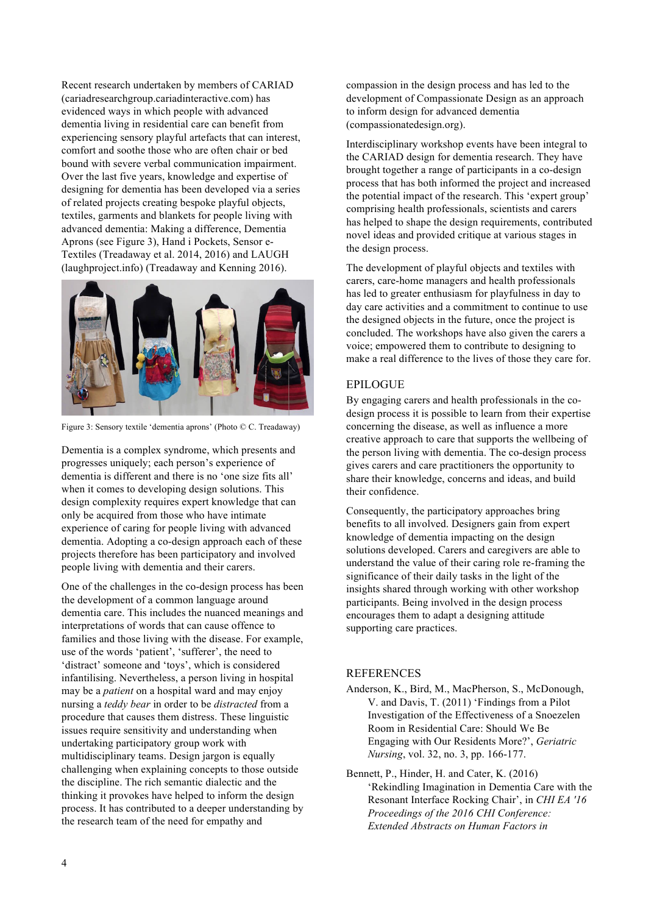Recent research undertaken by members of CARIAD (cariadresearchgroup.cariadinteractive.com) has evidenced ways in which people with advanced dementia living in residential care can benefit from experiencing sensory playful artefacts that can interest, comfort and soothe those who are often chair or bed bound with severe verbal communication impairment. Over the last five years, knowledge and expertise of designing for dementia has been developed via a series of related projects creating bespoke playful objects, textiles, garments and blankets for people living with advanced dementia: Making a difference, Dementia Aprons (see Figure 3), Hand i Pockets, Sensor e-Textiles (Treadaway et al. 2014, 2016) and LAUGH (laughproject.info) (Treadaway and Kenning 2016).

Figure 3: Sensory textile 'dementia aprons' (Photo © C. Treadaway)

Dementia is a complex syndrome, which presents and progresses uniquely; each person's experience of dementia is different and there is no 'one size fits all' when it comes to developing design solutions. This design complexity requires expert knowledge that can only be acquired from those who have intimate experience of caring for people living with advanced dementia. Adopting a co-design approach each of these projects therefore has been participatory and involved people living with dementia and their carers.

One of the challenges in the co-design process has been the development of a common language around dementia care. This includes the nuanced meanings and interpretations of words that can cause offence to families and those living with the disease. For example, use of the words 'patient', 'sufferer', the need to 'distract' someone and 'toys', which is considered infantilising. Nevertheless, a person living in hospital may be a *patient* on a hospital ward and may enjoy nursing a *teddy bear* in order to be *distracted* from a procedure that causes them distress. These linguistic issues require sensitivity and understanding when undertaking participatory group work with multidisciplinary teams. Design jargon is equally challenging when explaining concepts to those outside the discipline. The rich semantic dialectic and the thinking it provokes have helped to inform the design process. It has contributed to a deeper understanding by the research team of the need for empathy and compassion in the design process and has led to the development of Compassionate Design as an approach to inform design for advanced dementia (compassionatedesign.org).

Interdisciplinary workshop events have been integral to the CARIAD design for dementia research. They have brought together a range of participants in a co-design process that has both informed the project and increased the potential impact of the research. This 'expert group' comprising health professionals, scientists and carers has helped to shape the design requirements, contributed novel ideas and provided critique at various stages in the design process.

The development of playful objects and textiles with carers, care-home managers and health professionals has led to greater enthusiasm for playfulness in day to day care activities and a commitment to continue to use the designed objects in the future, once the project is concluded. The workshops have also given the carers a voice; empowered them to contribute to designing to make a real difference to the lives of those they care for.

## EPILOGUE

By engaging carers and health professionals in the co-design process it is possible to learn from their expertise concerning the disease, as well as influence a more creative approach to care that supports the wellbeing of the person living with dementia. The co-design process gives carers and care practitioners the opportunity to share their knowledge, concerns and ideas, and build their confidence.

Consequently, the participatory approaches bring benefits to all involved. Designers gain from expert knowledge of dementia impacting on the design solutions developed. Carers and caregivers are able to understand the value of their caring role re-framing the significance of their daily tasks in the light of the insights shared through working with other workshop participants. Being involved in the design process encourages them to adapt a designing attitude supporting care practices.

## REFERENCES

Anderson, K., Bird, M., MacPherson, S., McDonough, V. and Davis, T. (2011) 'Findings from a Pilot Investigation of the Effectiveness of a Snoezelen Room in Residential Care: Should We Be Engaging with Our Residents More?', *Geriatric Nursing*, vol. 32, no. 3, pp. 166-177.

Bennett, P., Hinder, H. and Cater, K. (2016) 'Rekindling Imagination in Dementia Care with the Resonant Interface Rocking Chair', in *CHI EA '16 Proceedings of the 2016 CHI Conference: Extended Abstracts on Human Factors in*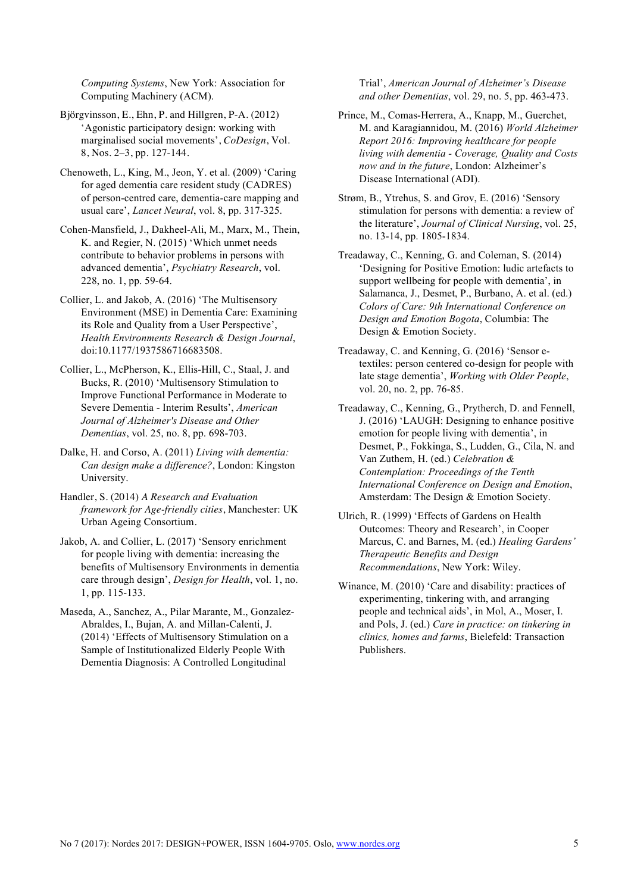*Computing Systems*, New York: Association for Computing Machinery (ACM).

Björgvinsson, E., Ehn, P. and Hillgren, P-A. (2012) 'Agonistic participatory design: working with marginalised social movements', *CoDesign*, Vol. 8, Nos. 2–3, pp. 127-144.

Chenoweth, L., King, M., Jeon, Y. et al. (2009) 'Caring for aged dementia care resident study (CADRES) of person-centred care, dementia-care mapping and usual care', *Lancet Neural*, vol. 8, pp. 317-325.

Cohen-Mansfield, J., Dakheel-Ali, M., Marx, M., Thein, K. and Regier, N. (2015) 'Which unmet needs contribute to behavior problems in persons with advanced dementia', *Psychiatry Research*, vol. 228, no. 1, pp. 59-64.

Collier, L. and Jakob, A. (2016) 'The Multisensory Environment (MSE) in Dementia Care: Examining its Role and Quality from a User Perspective', *Health Environments Research & Design Journal*, doi:10.1177/1937586716683508.

Collier, L., McPherson, K., Ellis-Hill, C., Staal, J. and Bucks, R. (2010) 'Multisensory Stimulation to Improve Functional Performance in Moderate to Severe Dementia - Interim Results', *American Journal of Alzheimer's Disease and Other Dementias*, vol. 25, no. 8, pp. 698-703.

Dalke, H. and Corso, A. (2011) *Living with dementia: Can design make a difference?*, London: Kingston University.

Handler, S. (2014) *A Research and Evaluation framework for Age-friendly cities*, Manchester: UK Urban Ageing Consortium.

Jakob, A. and Collier, L. (2017) 'Sensory enrichment for people living with dementia: increasing the benefits of Multisensory Environments in dementia care through design', *Design for Health*, vol. 1, no. 1, pp. 115-133.

Maseda, A., Sanchez, A., Pilar Marante, M., Gonzalez-Abraldes, I., Bujan, A. and Millan-Calenti, J. (2014) 'Effects of Multisensory Stimulation on a Sample of Institutionalized Elderly People With Dementia Diagnosis: A Controlled Longitudinal Trial', *American Journal of Alzheimer's Disease and other Dementias*, vol. 29, no. 5, pp. 463-473.

Prince, M., Comas-Herrera, A., Knapp, M., Guerchet, M. and Karagiannidou, M. (2016) *World Alzheimer Report 2016: Improving healthcare for people living with dementia - Coverage, Quality and Costs now and in the future*, London: Alzheimer's Disease International (ADI).

Strøm, B., Ytrehus, S. and Grov, E. (2016) 'Sensory stimulation for persons with dementia: a review of the literature', *Journal of Clinical Nursing*, vol. 25, no. 13-14, pp. 1805-1834.

Treadaway, C., Kenning, G. and Coleman, S. (2014) 'Designing for Positive Emotion: ludic artefacts to support wellbeing for people with dementia', in Salamanca, J., Desmet, P., Burbano, A. et al. (ed.) *Colors of Care: 9th International Conference on Design and Emotion Bogota*, Columbia: The Design & Emotion Society.

Treadaway, C. and Kenning, G. (2016) 'Sensor e-textiles: person centered co-design for people with late stage dementia', *Working with Older People*, vol. 20, no. 2, pp. 76-85.

Treadaway, C., Kenning, G., Prytherch, D. and Fennell, J. (2016) 'LAUGH: Designing to enhance positive emotion for people living with dementia', in Desmet, P., Fokkinga, S., Ludden, G., Cila, N. and Van Zuthem, H. (ed.) *Celebration & Contemplation: Proceedings of the Tenth International Conference on Design and Emotion*, Amsterdam: The Design & Emotion Society.

Ulrich, R. (1999) 'Effects of Gardens on Health Outcomes: Theory and Research', in Cooper Marcus, C. and Barnes, M. (ed.) *Healing Gardens' Therapeutic Benefits and Design Recommendations*, New York: Wiley.

Winance, M. (2010) 'Care and disability: practices of experimenting, tinkering with, and arranging people and technical aids', in Mol, A., Moser, I. and Pols, J. (ed.) *Care in practice: on tinkering in clinics, homes and farms*, Bielefeld: Transaction Publishers.